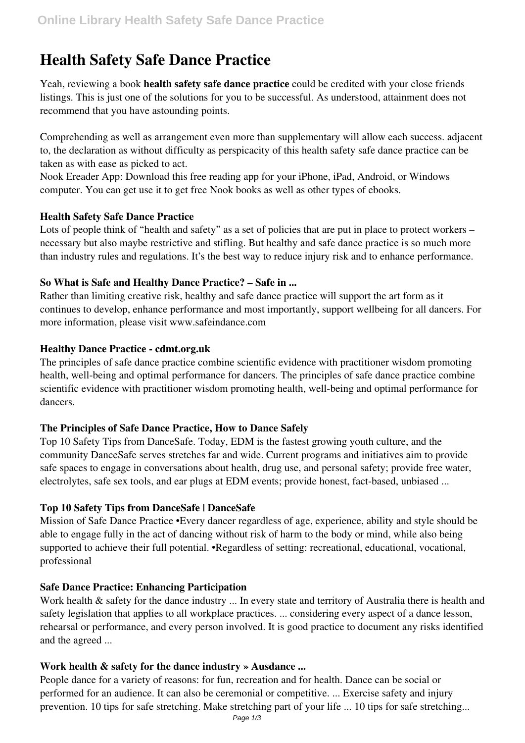# Health Safety Safe Dance Practice

Yeah, reviewing a book **health safety safe dance practice** could be credited with your close friends listings. This is just one of the solutions for you to be successful. As understood, attainment does not recommend that you have astounding points.

Comprehending as well as arrangement even more than supplementary will allow each success. adjacent to, the declaration as without difficulty as perspicacity of this health safety safe dance practice can be taken as with ease as picked to act.

Nook Ereader App: Download this free reading app for your iPhone, iPad, Android, or Windows computer. You can get use it to get free Nook books as well as other types of ebooks.

### Health Safety Safe Dance Practice

Lots of people think of "health and safety" as a set of policies that are put in place to protect workers – necessary but also maybe restrictive and stifling. But healthy and safe dance practice is so much more than industry rules and regulations. It's the best way to reduce injury risk and to enhance performance.

### So What is Safe and Healthy Dance Practice? – Safe in ...

Rather than limiting creative risk, healthy and safe dance practice will support the art form as it continues to develop, enhance performance and most importantly, support wellbeing for all dancers. For more information, please visit www.safeindance.com

### Healthy Dance Practice - cdmt.org.uk

The principles of safe dance practice combine scientific evidence with practitioner wisdom promoting health, well-being and optimal performance for dancers. The principles of safe dance practice combine scientific evidence with practitioner wisdom promoting health, well-being and optimal performance for dancers.

### The Principles of Safe Dance Practice, How to Dance Safely

Top 10 Safety Tips from DanceSafe. Today, EDM is the fastest growing youth culture, and the community DanceSafe serves stretches far and wide. Current programs and initiatives aim to provide safe spaces to engage in conversations about health, drug use, and personal safety; provide free water, electrolytes, safe sex tools, and ear plugs at EDM events; provide honest, fact-based, unbiased ...

### Top 10 Safety Tips from DanceSafe | DanceSafe

Mission of Safe Dance Practice •Every dancer regardless of age, experience, ability and style should be able to engage fully in the act of dancing without risk of harm to the body or mind, while also being supported to achieve their full potential. •Regardless of setting: recreational, educational, vocational, professional

### Safe Dance Practice: Enhancing Participation

Work health & safety for the dance industry ... In every state and territory of Australia there is health and safety legislation that applies to all workplace practices. ... considering every aspect of a dance lesson, rehearsal or performance, and every person involved. It is good practice to document any risks identified and the agreed ...

### Work health & safety for the dance industry » Ausdance ...

People dance for a variety of reasons: for fun, recreation and for health. Dance can be social or performed for an audience. It can also be ceremonial or competitive. ... Exercise safety and injury prevention. 10 tips for safe stretching. Make stretching part of your life ... 10 tips for safe stretching...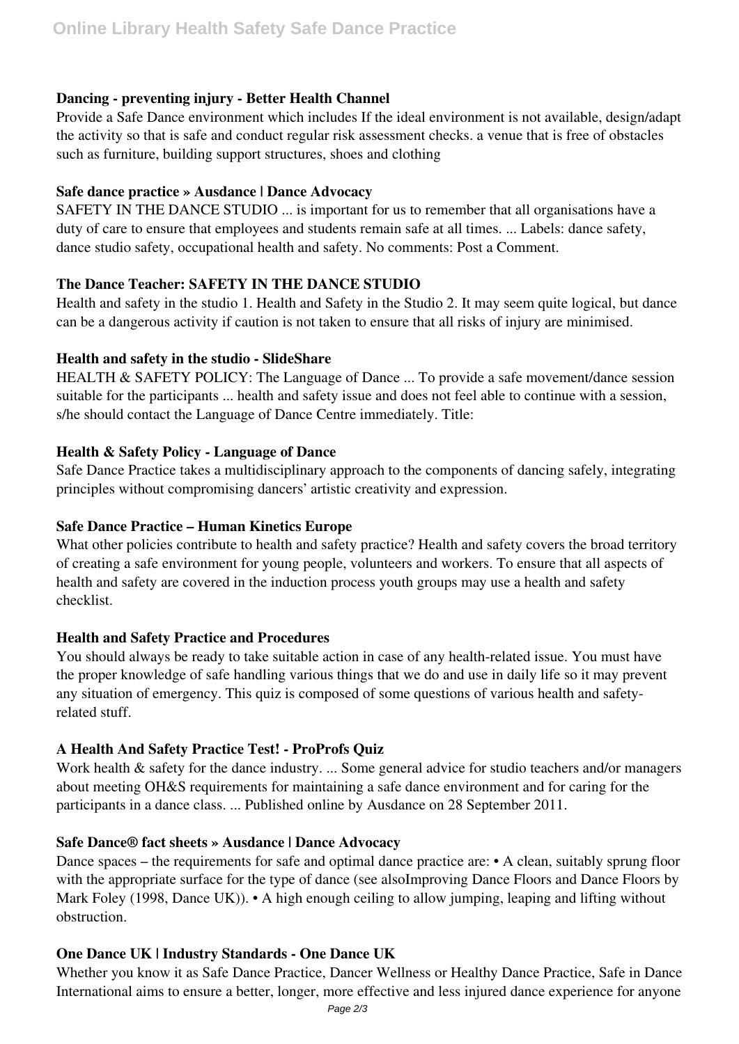### Dancing - preventing injury - Better Health Channel

Provide a Safe Dance environment which includes If the ideal environment is not available, design/adapt the activity so that is safe and conduct regular risk assessment checks. a venue that is free of obstacles such as furniture, building support structures, shoes and clothing

### Safe dance practice » Ausdance | Dance Advocacy

SAFETY IN THE DANCE STUDIO ... is important for us to remember that all organisations have a duty of care to ensure that employees and students remain safe at all times. ... Labels: dance safety, dance studio safety, occupational health and safety. No comments: Post a Comment.

### The Dance Teacher: SAFETY IN THE DANCE STUDIO

Health and safety in the studio 1. Health and Safety in the Studio 2. It may seem quite logical, but dance can be a dangerous activity if caution is not taken to ensure that all risks of injury are minimised.

### Health and safety in the studio - SlideShare

HEALTH & SAFETY POLICY: The Language of Dance ... To provide a safe movement/dance session suitable for the participants ... health and safety issue and does not feel able to continue with a session, s/he should contact the Language of Dance Centre immediately. Title:

### Health & Safety Policy - Language of Dance

Safe Dance Practice takes a multidisciplinary approach to the components of dancing safely, integrating principles without compromising dancers' artistic creativity and expression.

### Safe Dance Practice – Human Kinetics Europe

What other policies contribute to health and safety practice? Health and safety covers the broad territory of creating a safe environment for young people, volunteers and workers. To ensure that all aspects of health and safety are covered in the induction process youth groups may use a health and safety checklist.

### Health and Safety Practice and Procedures

You should always be ready to take suitable action in case of any health-related issue. You must have the proper knowledge of safe handling various things that we do and use in daily life so it may prevent any situation of emergency. This quiz is composed of some questions of various health and safety-related stuff.

### A Health And Safety Practice Test! - ProProfs Quiz

Work health & safety for the dance industry. ... Some general advice for studio teachers and/or managers about meeting OH&S requirements for maintaining a safe dance environment and for caring for the participants in a dance class. ... Published online by Ausdance on 28 September 2011.

### Safe Dance® fact sheets » Ausdance | Dance Advocacy

Dance spaces – the requirements for safe and optimal dance practice are: • A clean, suitably sprung floor with the appropriate surface for the type of dance (see alsoImproving Dance Floors and Dance Floors by Mark Foley (1998, Dance UK)). • A high enough ceiling to allow jumping, leaping and lifting without obstruction.

### One Dance UK | Industry Standards - One Dance UK

Whether you know it as Safe Dance Practice, Dancer Wellness or Healthy Dance Practice, Safe in Dance International aims to ensure a better, longer, more effective and less injured dance experience for anyone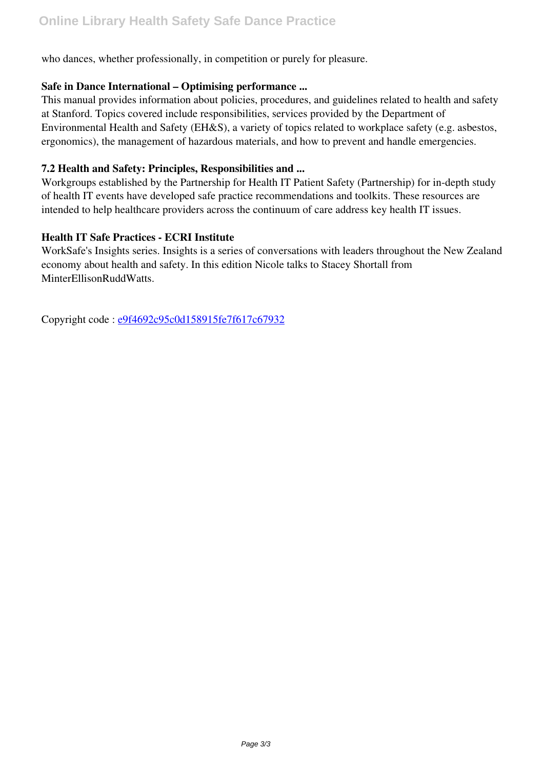who dances, whether professionally, in competition or purely for pleasure.

**Safe in Dance International – Optimising performance ...**

This manual provides information about policies, procedures, and guidelines related to health and safety at Stanford. Topics covered include responsibilities, services provided by the Department of Environmental Health and Safety (EH&S), a variety of topics related to workplace safety (e.g. asbestos, ergonomics), the management of hazardous materials, and how to prevent and handle emergencies.

**7.2 Health and Safety: Principles, Responsibilities and ...**

Workgroups established by the Partnership for Health IT Patient Safety (Partnership) for in-depth study of health IT events have developed safe practice recommendations and toolkits. These resources are intended to help healthcare providers across the continuum of care address key health IT issues.

**Health IT Safe Practices - ECRI Institute**

WorkSafe's Insights series. Insights is a series of conversations with leaders throughout the New Zealand economy about health and safety. In this edition Nicole talks to Stacey Shortall from MinterEllisonRuddWatts.

Copyright code : e9f4692c95c0d158915fe7f617c67932